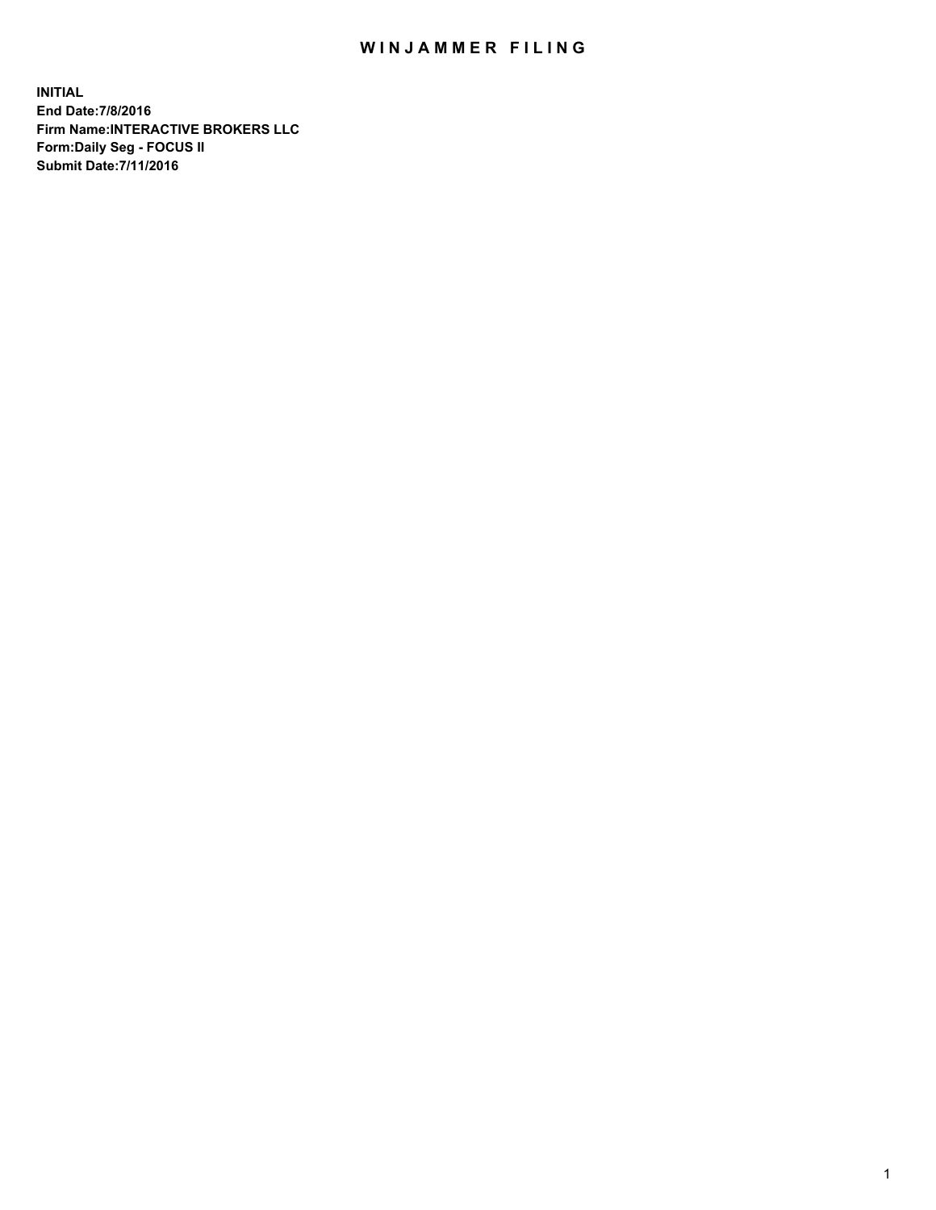# WINJAMMER FILING

**INITIAL**
**End Date:7/8/2016**
**Firm Name:INTERACTIVE BROKERS LLC**
**Form:Daily Seg - FOCUS II**
**Submit Date:7/11/2016**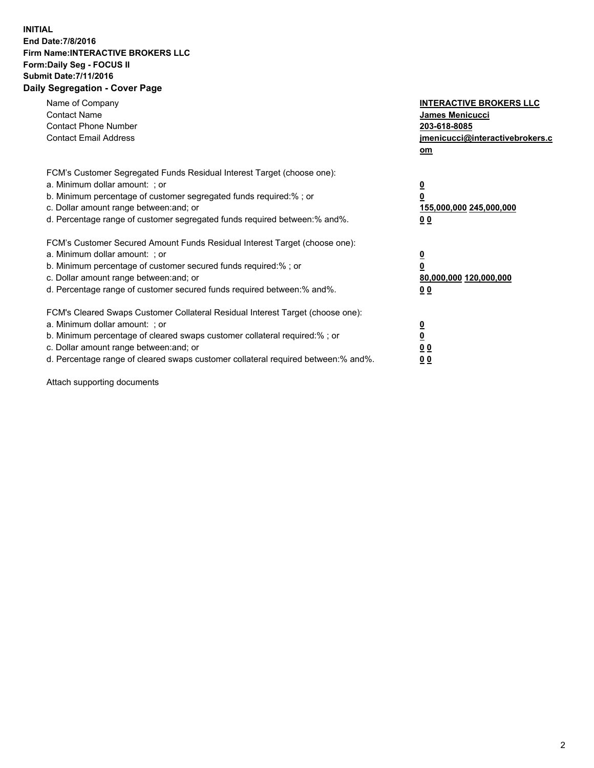**INITIAL**
**End Date:7/8/2016**
**Firm Name:INTERACTIVE BROKERS LLC**
**Form:Daily Seg - FOCUS II**
**Submit Date:7/11/2016**

## Daily Segregation - Cover Page

| | |
|---|---|
| Name of Company | **INTERACTIVE BROKERS LLC** |
| Contact Name | **James Menicucci** |
| Contact Phone Number | **203-618-8085** |
| Contact Email Address | **jmenicucci@interactivebrokers.com** |

FCM's Customer Segregated Funds Residual Interest Target (choose one):

| | |
|---|---|
| a. Minimum dollar amount: ; or | **0** |
| b. Minimum percentage of customer segregated funds required:% ; or | **0** |
| c. Dollar amount range between:and; or | **155,000,000 245,000,000** |
| d. Percentage range of customer segregated funds required between:% and%. | **0 0** |

FCM's Customer Secured Amount Funds Residual Interest Target (choose one):

| | |
|---|---|
| a. Minimum dollar amount: ; or | **0** |
| b. Minimum percentage of customer secured funds required:% ; or | **0** |
| c. Dollar amount range between:and; or | **80,000,000 120,000,000** |
| d. Percentage range of customer secured funds required between:% and%. | **0 0** |

FCM's Cleared Swaps Customer Collateral Residual Interest Target (choose one):

| | |
|---|---|
| a. Minimum dollar amount: ; or | **0** |
| b. Minimum percentage of cleared swaps customer collateral required:% ; or | **0** |
| c. Dollar amount range between:and; or | **0 0** |
| d. Percentage range of cleared swaps customer collateral required between:% and%. | **0 0** |

Attach supporting documents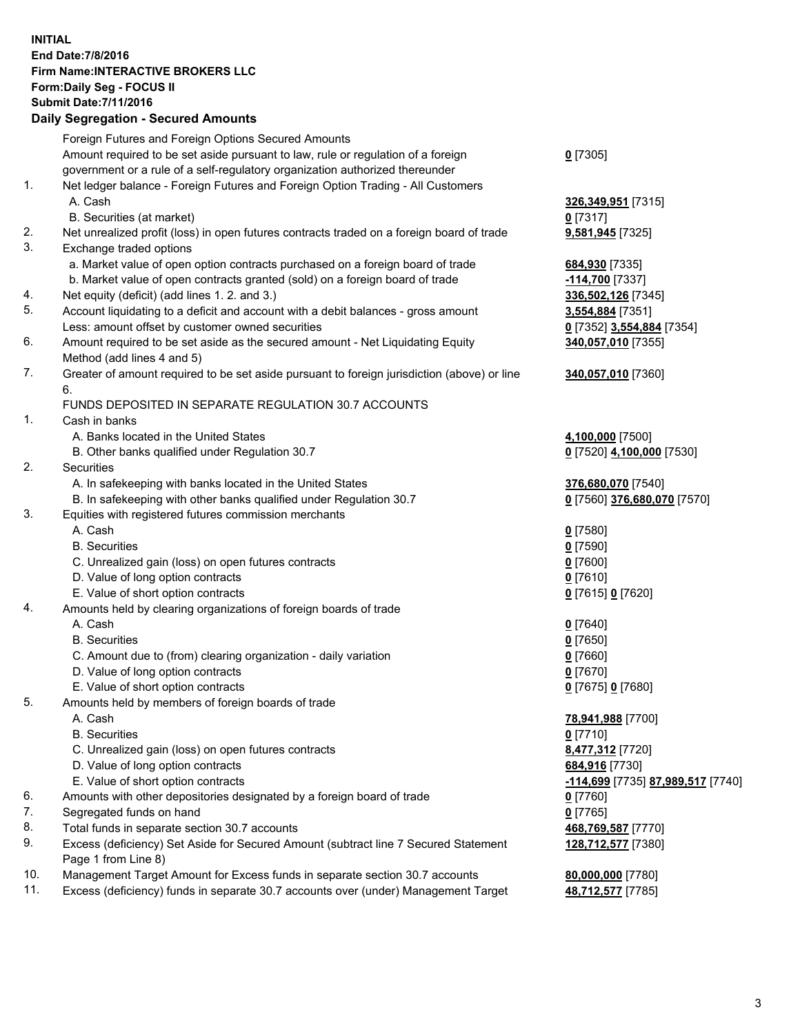**INITIAL**
**End Date:7/8/2016**
**Firm Name:INTERACTIVE BROKERS LLC**
**Form:Daily Seg - FOCUS II**
**Submit Date:7/11/2016**

**Daily Segregation - Secured Amounts**

| | | |
|---|---|---|
| | Foreign Futures and Foreign Options Secured Amounts | |
| | Amount required to be set aside pursuant to law, rule or regulation of a foreign government or a rule of a self-regulatory organization authorized thereunder | **0** [7305] |
| 1. | Net ledger balance - Foreign Futures and Foreign Option Trading - All Customers | |
| | A. Cash | **326,349,951** [7315] |
| | B. Securities (at market) | **0** [7317] |
| 2. | Net unrealized profit (loss) in open futures contracts traded on a foreign board of trade | **9,581,945** [7325] |
| 3. | Exchange traded options | |
| | a. Market value of open option contracts purchased on a foreign board of trade | **684,930** [7335] |
| | b. Market value of open contracts granted (sold) on a foreign board of trade | **-114,700** [7337] |
| 4. | Net equity (deficit) (add lines 1. 2. and 3.) | **336,502,126** [7345] |
| 5. | Account liquidating to a deficit and account with a debit balances - gross amount | **3,554,884** [7351] |
| | Less: amount offset by customer owned securities | **0** [7352] **3,554,884** [7354] |
| 6. | Amount required to be set aside as the secured amount - Net Liquidating Equity Method (add lines 4 and 5) | **340,057,010** [7355] |
| 7. | Greater of amount required to be set aside pursuant to foreign jurisdiction (above) or line 6. | **340,057,010** [7360] |
| | FUNDS DEPOSITED IN SEPARATE REGULATION 30.7 ACCOUNTS | |
| 1. | Cash in banks | |
| | A. Banks located in the United States | **4,100,000** [7500] |
| | B. Other banks qualified under Regulation 30.7 | **0** [7520] **4,100,000** [7530] |
| 2. | Securities | |
| | A. In safekeeping with banks located in the United States | **376,680,070** [7540] |
| | B. In safekeeping with other banks qualified under Regulation 30.7 | **0** [7560] **376,680,070** [7570] |
| 3. | Equities with registered futures commission merchants | |
| | A. Cash | **0** [7580] |
| | B. Securities | **0** [7590] |
| | C. Unrealized gain (loss) on open futures contracts | **0** [7600] |
| | D. Value of long option contracts | **0** [7610] |
| | E. Value of short option contracts | **0** [7615] **0** [7620] |
| 4. | Amounts held by clearing organizations of foreign boards of trade | |
| | A. Cash | **0** [7640] |
| | B. Securities | **0** [7650] |
| | C. Amount due to (from) clearing organization - daily variation | **0** [7660] |
| | D. Value of long option contracts | **0** [7670] |
| | E. Value of short option contracts | **0** [7675] **0** [7680] |
| 5. | Amounts held by members of foreign boards of trade | |
| | A. Cash | **78,941,988** [7700] |
| | B. Securities | **0** [7710] |
| | C. Unrealized gain (loss) on open futures contracts | **8,477,312** [7720] |
| | D. Value of long option contracts | **684,916** [7730] |
| | E. Value of short option contracts | **-114,699** [7735] **87,989,517** [7740] |
| 6. | Amounts with other depositories designated by a foreign board of trade | **0** [7760] |
| 7. | Segregated funds on hand | **0** [7765] |
| 8. | Total funds in separate section 30.7 accounts | **468,769,587** [7770] |
| 9. | Excess (deficiency) Set Aside for Secured Amount (subtract line 7 Secured Statement Page 1 from Line 8) | **128,712,577** [7380] |
| 10. | Management Target Amount for Excess funds in separate section 30.7 accounts | **80,000,000** [7780] |
| 11. | Excess (deficiency) funds in separate 30.7 accounts over (under) Management Target | **48,712,577** [7785] |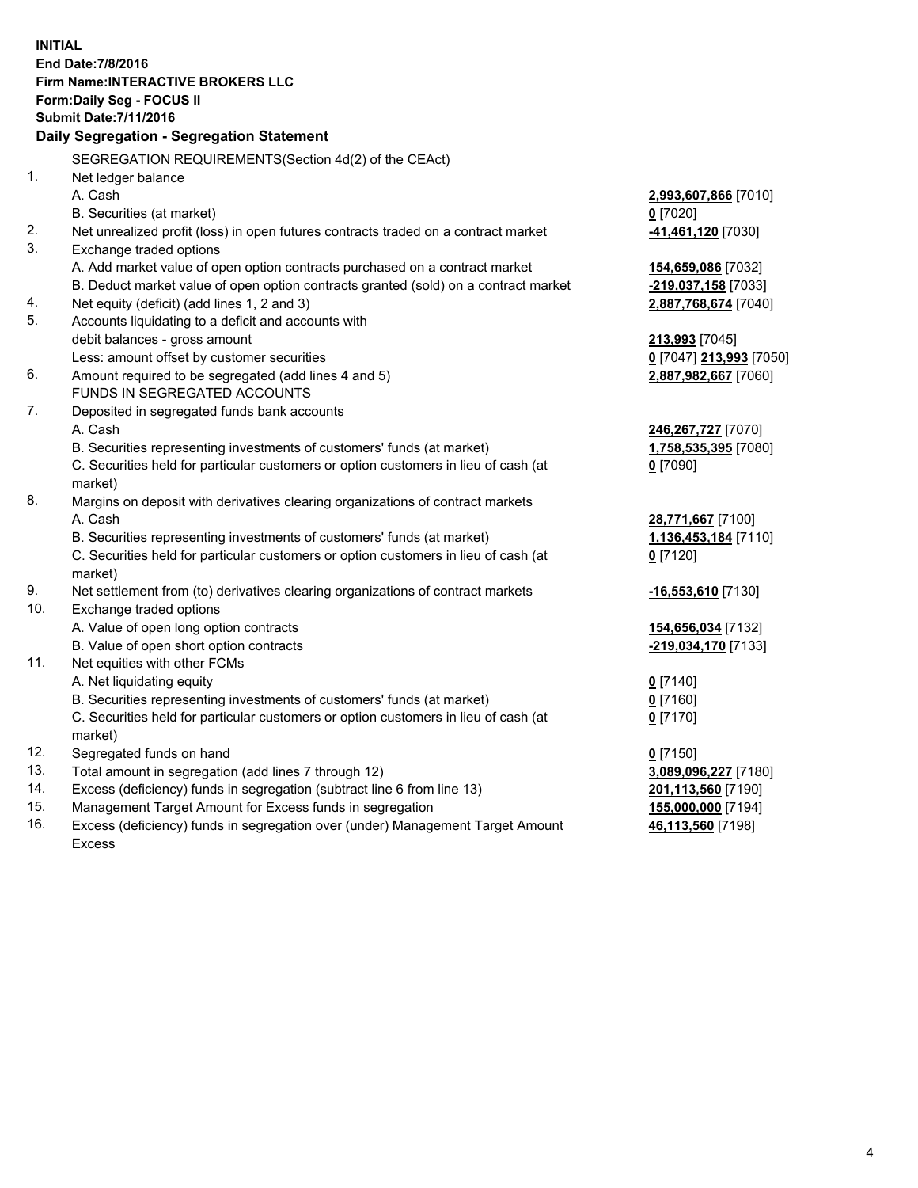**INITIAL**
**End Date:7/8/2016**
**Firm Name:INTERACTIVE BROKERS LLC**
**Form:Daily Seg - FOCUS II**
**Submit Date:7/11/2016**

**Daily Segregation - Segregation Statement**

SEGREGATION REQUIREMENTS(Section 4d(2) of the CEAct)

| | | |
|---|---|---|
| 1. | Net ledger balance | |
| | A. Cash | **2,993,607,866** [7010] |
| | B. Securities (at market) | **0** [7020] |
| 2. | Net unrealized profit (loss) in open futures contracts traded on a contract market | **-41,461,120** [7030] |
| 3. | Exchange traded options | |
| | A. Add market value of open option contracts purchased on a contract market | **154,659,086** [7032] |
| | B. Deduct market value of open option contracts granted (sold) on a contract market | **-219,037,158** [7033] |
| 4. | Net equity (deficit) (add lines 1, 2 and 3) | **2,887,768,674** [7040] |
| 5. | Accounts liquidating to a deficit and accounts with | |
| | debit balances - gross amount | **213,993** [7045] |
| | Less: amount offset by customer securities | **0** [7047] **213,993** [7050] |
| 6. | Amount required to be segregated (add lines 4 and 5) | **2,887,982,667** [7060] |
| | FUNDS IN SEGREGATED ACCOUNTS | |
| 7. | Deposited in segregated funds bank accounts | |
| | A. Cash | **246,267,727** [7070] |
| | B. Securities representing investments of customers' funds (at market) | **1,758,535,395** [7080] |
| | C. Securities held for particular customers or option customers in lieu of cash (at market) | **0** [7090] |
| 8. | Margins on deposit with derivatives clearing organizations of contract markets | |
| | A. Cash | **28,771,667** [7100] |
| | B. Securities representing investments of customers' funds (at market) | **1,136,453,184** [7110] |
| | C. Securities held for particular customers or option customers in lieu of cash (at market) | **0** [7120] |
| 9. | Net settlement from (to) derivatives clearing organizations of contract markets | **-16,553,610** [7130] |
| 10. | Exchange traded options | |
| | A. Value of open long option contracts | **154,656,034** [7132] |
| | B. Value of open short option contracts | **-219,034,170** [7133] |
| 11. | Net equities with other FCMs | |
| | A. Net liquidating equity | **0** [7140] |
| | B. Securities representing investments of customers' funds (at market) | **0** [7160] |
| | C. Securities held for particular customers or option customers in lieu of cash (at market) | **0** [7170] |
| 12. | Segregated funds on hand | **0** [7150] |
| 13. | Total amount in segregation (add lines 7 through 12) | **3,089,096,227** [7180] |
| 14. | Excess (deficiency) funds in segregation (subtract line 6 from line 13) | **201,113,560** [7190] |
| 15. | Management Target Amount for Excess funds in segregation | **155,000,000** [7194] |
| 16. | Excess (deficiency) funds in segregation over (under) Management Target Amount Excess | **46,113,560** [7198] |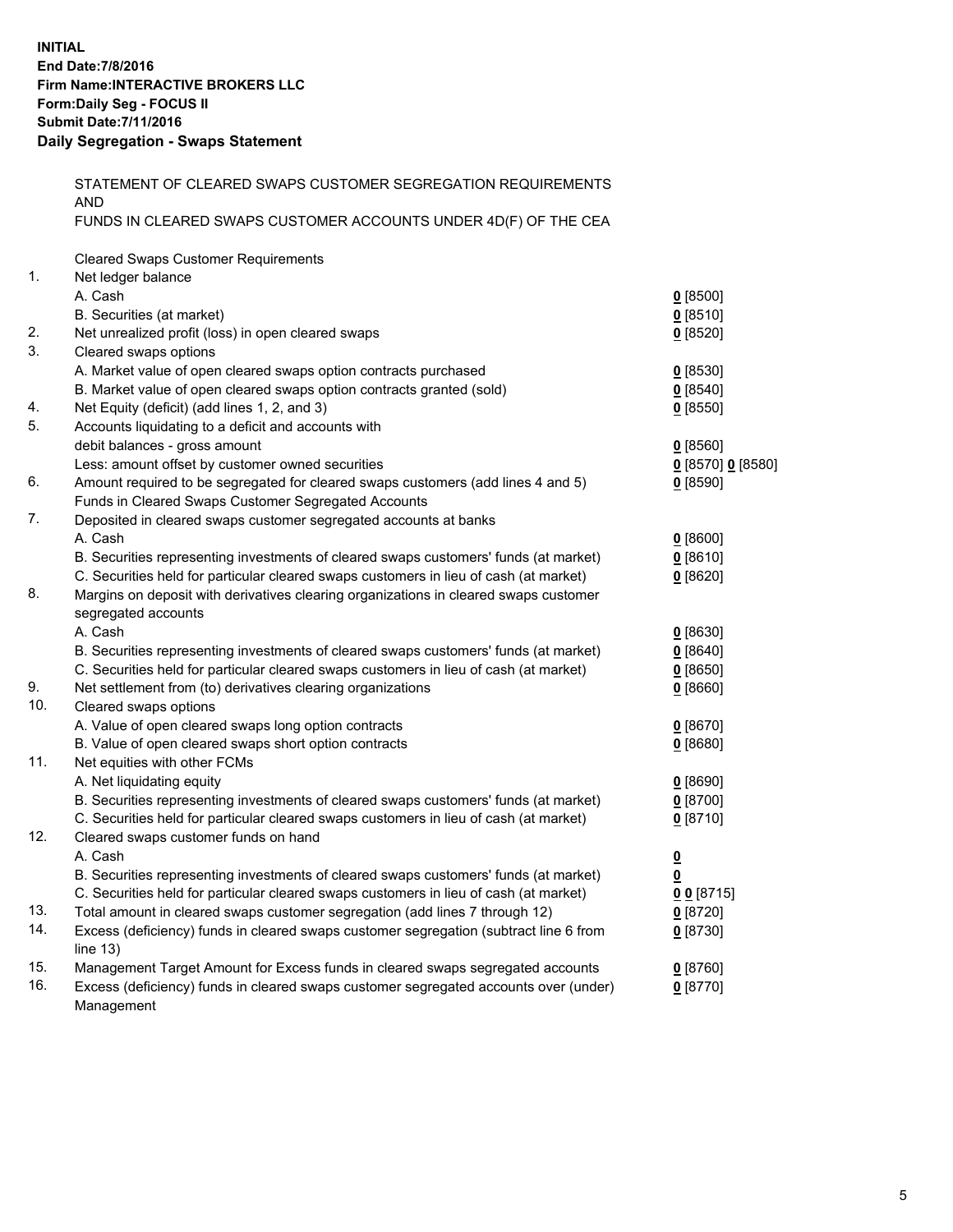**INITIAL**
**End Date:7/8/2016**
**Firm Name:INTERACTIVE BROKERS LLC**
**Form:Daily Seg - FOCUS II**
**Submit Date:7/11/2016**
**Daily Segregation - Swaps Statement**

STATEMENT OF CLEARED SWAPS CUSTOMER SEGREGATION REQUIREMENTS AND FUNDS IN CLEARED SWAPS CUSTOMER ACCOUNTS UNDER 4D(F) OF THE CEA

| | | |
|---|---|---|
| | Cleared Swaps Customer Requirements | |
| 1. | Net ledger balance | |
| | A. Cash | 0 [8500] |
| | B. Securities (at market) | 0 [8510] |
| 2. | Net unrealized profit (loss) in open cleared swaps | 0 [8520] |
| 3. | Cleared swaps options | |
| | A. Market value of open cleared swaps option contracts purchased | 0 [8530] |
| | B. Market value of open cleared swaps option contracts granted (sold) | 0 [8540] |
| 4. | Net Equity (deficit) (add lines 1, 2, and 3) | 0 [8550] |
| 5. | Accounts liquidating to a deficit and accounts with debit balances - gross amount | 0 [8560] |
| | Less: amount offset by customer owned securities | 0 [8570] 0 [8580] |
| 6. | Amount required to be segregated for cleared swaps customers (add lines 4 and 5) | 0 [8590] |
| | Funds in Cleared Swaps Customer Segregated Accounts | |
| 7. | Deposited in cleared swaps customer segregated accounts at banks | |
| | A. Cash | 0 [8600] |
| | B. Securities representing investments of cleared swaps customers' funds (at market) | 0 [8610] |
| | C. Securities held for particular cleared swaps customers in lieu of cash (at market) | 0 [8620] |
| 8. | Margins on deposit with derivatives clearing organizations in cleared swaps customer segregated accounts | |
| | A. Cash | 0 [8630] |
| | B. Securities representing investments of cleared swaps customers' funds (at market) | 0 [8640] |
| | C. Securities held for particular cleared swaps customers in lieu of cash (at market) | 0 [8650] |
| 9. | Net settlement from (to) derivatives clearing organizations | 0 [8660] |
| 10. | Cleared swaps options | |
| | A. Value of open cleared swaps long option contracts | 0 [8670] |
| | B. Value of open cleared swaps short option contracts | 0 [8680] |
| 11. | Net equities with other FCMs | |
| | A. Net liquidating equity | 0 [8690] |
| | B. Securities representing investments of cleared swaps customers' funds (at market) | 0 [8700] |
| | C. Securities held for particular cleared swaps customers in lieu of cash (at market) | 0 [8710] |
| 12. | Cleared swaps customer funds on hand | |
| | A. Cash | 0 |
| | B. Securities representing investments of cleared swaps customers' funds (at market) | 0 |
| | C. Securities held for particular cleared swaps customers in lieu of cash (at market) | 0 0 [8715] |
| 13. | Total amount in cleared swaps customer segregation (add lines 7 through 12) | 0 [8720] |
| 14. | Excess (deficiency) funds in cleared swaps customer segregation (subtract line 6 from line 13) | 0 [8730] |
| 15. | Management Target Amount for Excess funds in cleared swaps segregated accounts | 0 [8760] |
| 16. | Excess (deficiency) funds in cleared swaps customer segregated accounts over (under) Management | 0 [8770] |